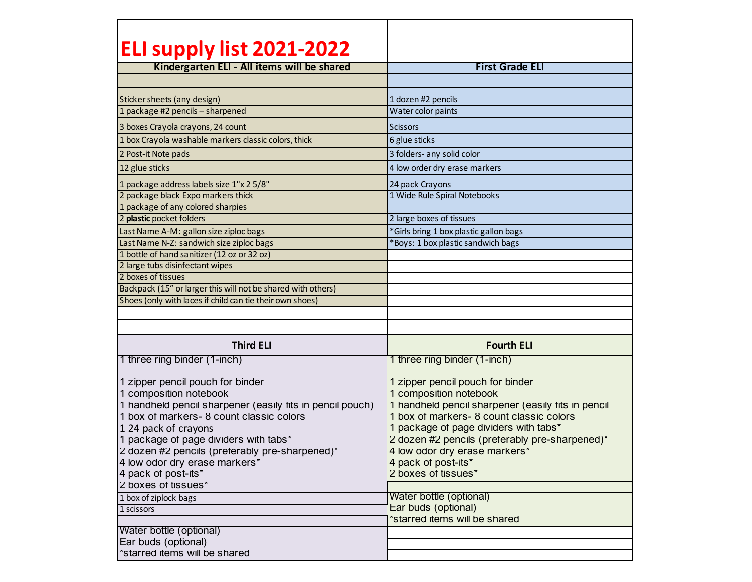# ELI supply list 2021-2022

| Kindergarten ELI - All items will be shared | First Grade ELI |
|---|---|
| | |
| Sticker sheets (any design) | 1 dozen #2 pencils |
| 1 package #2 pencils – sharpened | Water color paints |
| 3 boxes Crayola crayons, 24 count | Scissors |
| 1 box Crayola washable markers classic colors, thick | 6 glue sticks |
| 2 Post-it Note pads | 3 folders- any solid color |
| 12 glue sticks | 4 low order dry erase markers |
| 1 package address labels size 1"x 2 5/8" | 24 pack Crayons |
| 2 package black Expo markers thick | 1 Wide Rule Spiral Notebooks |
| 1 package of any colored sharpies | |
| 2 **plastic** pocket folders | 2 large boxes of tissues |
| Last Name A-M: gallon size ziploc bags | *Girls bring 1 box plastic gallon bags |
| Last Name N-Z: sandwich size ziploc bags | *Boys: 1 box plastic sandwich bags |
| 1 bottle of hand sanitizer (12 oz or 32 oz) | |
| 2 large tubs disinfectant wipes | |
| 2 boxes of tissues | |
| Backpack (15" or larger this will not be shared with others) | |
| Shoes (only with laces if child can tie their own shoes) | |

| Third ELI | Fourth ELI |
|---|---|
| 1 three ring binder (1-inch) | 1 three ring binder (1-inch) |
| 1 zipper pencil pouch for binder | 1 zipper pencil pouch for binder |
| 1 composition notebook | 1 composition notebook |
| 1 handheld pencil sharpener (easily fits in pencil pouch) | 1 handheld pencil sharpener (easily fits in pencil |
| 1 box of markers- 8 count classic colors | 1 box of markers- 8 count classic colors |
| 1 24 pack of crayons | 1 package of page dividers with tabs* |
| 1 package of page dividers with tabs* | 2 dozen #2 pencils (preferably pre-sharpened)* |
| 2 dozen #2 pencils (preferably pre-sharpened)* | 4 low odor dry erase markers* |
| 4 low odor dry erase markers* | 4 pack of post-its* |
| 4 pack of post-its* | 2 boxes of tissues* |
| 2 boxes of tissues* | |
| 1 box of ziplock bags | Water bottle (optional) |
| 1 scissors | Ear buds (optional) |
| | *starred items will be shared |
| Water bottle (optional) | |
| Ear buds (optional) | |
| *starred items will be shared | |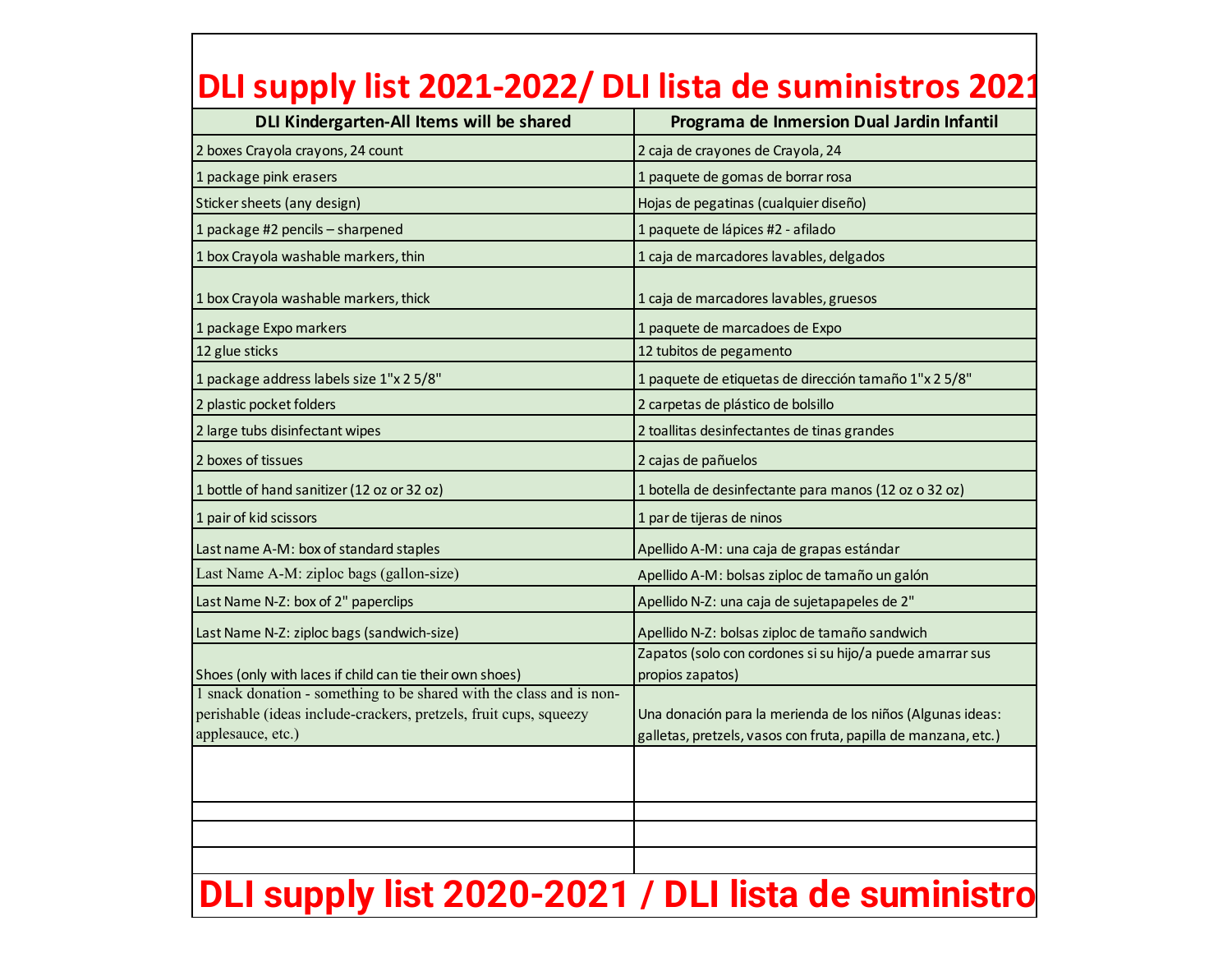# DLI supply list 2021-2022/ DLI lista de suministros 2021

| DLI Kindergarten-All Items will be shared | Programa de Inmersion Dual Jardin Infantil |
|---|---|
| 2 boxes Crayola crayons, 24 count | 2 caja de crayones de Crayola, 24 |
| 1 package pink erasers | 1 paquete de gomas de borrar rosa |
| Sticker sheets (any design) | Hojas de pegatinas (cualquier diseño) |
| 1 package #2 pencils – sharpened | 1 paquete de lápices #2 - afilado |
| 1 box Crayola washable markers, thin | 1 caja de marcadores lavables, delgados |
| 1 box Crayola washable markers, thick | 1 caja de marcadores lavables, gruesos |
| 1 package Expo markers | 1 paquete de marcadoes de Expo |
| 12 glue sticks | 12 tubitos de pegamento |
| 1 package address labels size 1"x 2 5/8" | 1 paquete de etiquetas de dirección tamaño 1"x 2 5/8" |
| 2 plastic pocket folders | 2 carpetas de plástico de bolsillo |
| 2 large tubs disinfectant wipes | 2 toallitas desinfectantes de tinas grandes |
| 2 boxes of tissues | 2 cajas de pañuelos |
| 1 bottle of hand sanitizer (12 oz or 32 oz) | 1 botella de desinfectante para manos (12 oz o 32 oz) |
| 1 pair of kid scissors | 1 par de tijeras de ninos |
| Last name A-M: box of standard staples | Apellido A-M: una caja de grapas estándar |
| Last Name A-M: ziploc bags (gallon-size) | Apellido A-M: bolsas ziploc de tamaño un galón |
| Last Name N-Z: box of 2" paperclips | Apellido N-Z: una caja de sujetapapeles de 2" |
| Last Name N-Z: ziploc bags (sandwich-size) | Apellido N-Z: bolsas ziploc de tamaño sandwich |
| Shoes (only with laces if child can tie their own shoes) | Zapatos (solo con cordones si su hijo/a puede amarrar sus propios zapatos) |
| 1 snack donation - something to be shared with the class and is non-perishable (ideas include-crackers, pretzels, fruit cups, squeezy applesauce, etc.) | Una donación para la merienda de los niños (Algunas ideas: galletas, pretzels, vasos con fruta, papilla de manzana, etc.) |
| | |
| | |
| | |
| | |

# DLI supply list 2020-2021 / DLI lista de suministro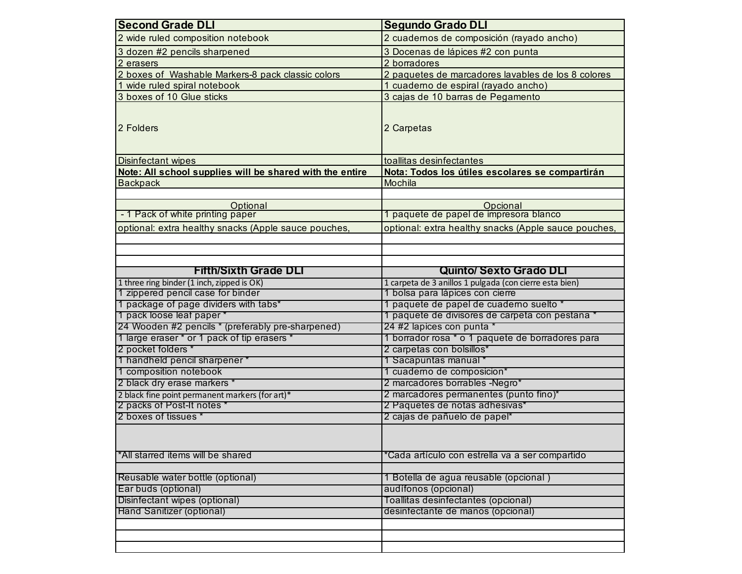| Second Grade DLI | Segundo Grado DLI |
|---|---|
| 2 wide ruled composition notebook | 2 cuadernos de composición (rayado ancho) |
| 3 dozen #2 pencils sharpened | 3 Docenas de lápices #2 con punta |
| 2 erasers | 2 borradores |
| 2 boxes of Washable Markers-8 pack classic colors | 2 paquetes de marcadores lavables de los 8 colores |
| 1 wide ruled spiral notebook | 1 cuaderno de espiral (rayado ancho) |
| 3 boxes of 10 Glue sticks | 3 cajas de 10 barras de Pegamento |
| 2 Folders | 2 Carpetas |
| Disinfectant wipes | toallitas desinfectantes |
| **Note: All school supplies will be shared with the entire** | **Nota: Todos los útiles escolares se compartirán** |
| Backpack | Mochila |
| | |
| Optional | Opcional |
| - 1 Pack of white printing paper | 1 paquete de papel de impresora blanco |
| optional: extra healthy snacks (Apple sauce pouches, | optional: extra healthy snacks (Apple sauce pouches, |

| Fifth/Sixth Grade DLI | Quinto/ Sexto Grado DLI |
|---|---|
| 1 three ring binder (1 inch, zipped is OK) | 1 carpeta de 3 anillos 1 pulgada (con cierre esta bien) |
| 1 zippered pencil case for binder | 1 bolsa para lápices con cierre |
| 1 package of page dividers with tabs* | 1 paquete de papel de cuaderno suelto * |
| 1 pack loose leaf paper * | 1 paquete de divisores de carpeta con pestana * |
| 24 Wooden #2 pencils * (preferably pre-sharpened) | 24 #2 lapices con punta * |
| 1 large eraser * or 1 pack of tip erasers * | 1 borrador rosa * o 1 paquete de borradores para |
| 2 pocket folders * | 2 carpetas con bolsillos* |
| 1 handheld pencil sharpener * | 1 Sacapuntas manual * |
| 1 composition notebook | 1 cuaderno de composicion* |
| 2 black dry erase markers * | 2 marcadores borrables -Negro* |
| 2 black fine point permanent markers (for art)* | 2 marcadores permanentes (punto fino)* |
| 2 packs of Post-It notes * | 2 Paquetes de notas adhesivas* |
| 2 boxes of tissues * | 2 cajas de pañuelo de papel* |
| | |
| *All starred items will be shared | *Cada artículo con estrella va a ser compartido |
| | |
| Reusable water bottle (optional) | 1 Botella de agua reusable (opcional ) |
| Ear buds (optional) | audífonos (opcional) |
| Disinfectant wipes (optional) | Toallitas desinfectantes (opcional) |
| Hand Sanitizer (optional) | desinfectante de manos (opcional) |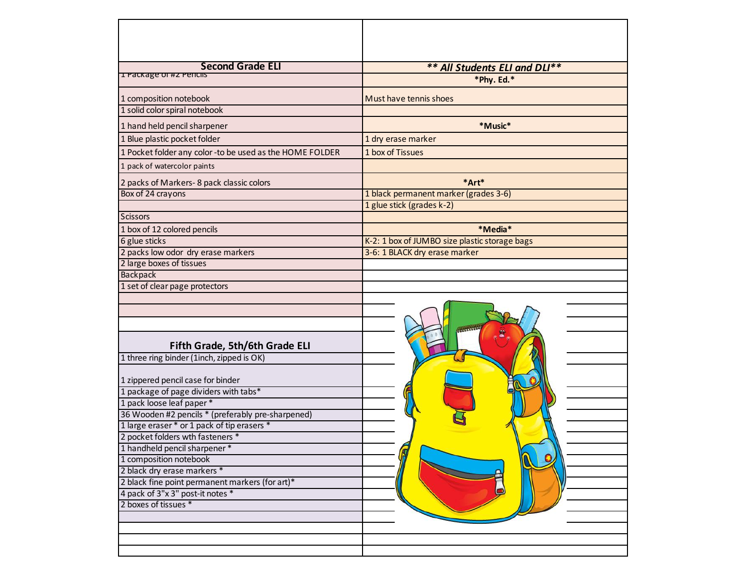| Second Grade ELI | ** *All Students ELI and DLI* ** |
|---|---|
| 1 Package of #2 Pencils | *Phy. Ed.* |
| 1 composition notebook | Must have tennis shoes |
| 1 solid color spiral notebook | |
| 1 hand held pencil sharpener | *Music* |
| 1 Blue plastic pocket folder | 1 dry erase marker |
| 1 Pocket folder any color -to be used as the HOME FOLDER | 1 box of Tissues |
| 1 pack of watercolor paints | |
| 2 packs of Markers- 8 pack classic colors | *Art* |
| Box of 24 crayons | 1 black permanent marker (grades 3-6) |
| | 1 glue stick (grades k-2) |
| Scissors | |
| 1 box of 12 colored pencils | *Media* |
| 6 glue sticks | K-2: 1 box of JUMBO size plastic storage bags |
| 2 packs low odor dry erase markers | 3-6: 1 BLACK dry erase marker |
| 2 large boxes of tissues | |
| Backpack | |
| 1 set of clear page protectors | |

| Fifth Grade, 5th/6th Grade ELI |
|---|
| 1 three ring binder (1inch, zipped is OK) |
| 1 zippered pencil case for binder |
| 1 package of page dividers with tabs* |
| 1 pack loose leaf paper * |
| 36 Wooden #2 pencils * (preferably pre-sharpened) |
| 1 large eraser * or 1 pack of tip erasers * |
| 2 pocket folders wth fasteners * |
| 1 handheld pencil sharpener * |
| 1 composition notebook |
| 2 black dry erase markers * |
| 2 black fine point permanent markers (for art)* |
| 4 pack of 3"x 3" post-it notes * |
| 2 boxes of tissues * |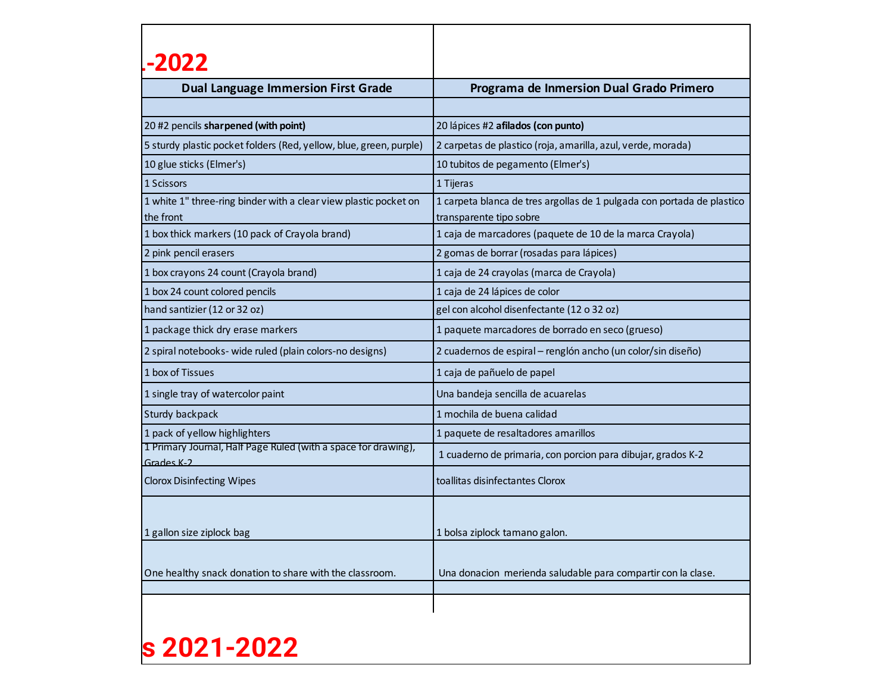## .-2022

| Dual Language Immersion First Grade | Programa de Inmersion Dual Grado Primero |
|---|---|
| | |
| 20 #2 pencils **sharpened (with point)** | 20 lápices #2 **afilados (con punto)** |
| 5 sturdy plastic pocket folders (Red, yellow, blue, green, purple) | 2 carpetas de plastico (roja, amarilla, azul, verde, morada) |
| 10 glue sticks (Elmer's) | 10 tubitos de pegamento (Elmer's) |
| 1 Scissors | 1 Tijeras |
| 1 white 1" three-ring binder with a clear view plastic pocket on the front | 1 carpeta blanca de tres argollas de 1 pulgada con portada de plastico transparente tipo sobre |
| 1 box thick markers (10 pack of Crayola brand) | 1 caja de marcadores (paquete de 10 de la marca Crayola) |
| 2 pink pencil erasers | 2 gomas de borrar (rosadas para lápices) |
| 1 box crayons 24 count (Crayola brand) | 1 caja de 24 crayolas (marca de Crayola) |
| 1 box 24 count colored pencils | 1 caja de 24 lápices de color |
| hand santizier (12 or 32 oz) | gel con alcohol disenfectante (12 o 32 oz) |
| 1 package thick dry erase markers | 1 paquete marcadores de borrado en seco (grueso) |
| 2 spiral notebooks- wide ruled (plain colors-no designs) | 2 cuadernos de espiral – renglón ancho (un color/sin diseño) |
| 1 box of Tissues | 1 caja de pañuelo de papel |
| 1 single tray of watercolor paint | Una bandeja sencilla de acuarelas |
| Sturdy backpack | 1 mochila de buena calidad |
| 1 pack of yellow highlighters | 1 paquete de resaltadores amarillos |
| 1 Primary Journal, Half Page Ruled (with a space for drawing), Grades K-2 | 1 cuaderno de primaria, con porcion para dibujar, grados K-2 |
| Clorox Disinfecting Wipes | toallitas disinfectantes Clorox |
| 1 gallon size ziplock bag | 1 bolsa ziplock tamano galon. |
| One healthy snack donation to share with the classroom. | Una donacion merienda saludable para compartir con la clase. |
| | |

## s 2021-2022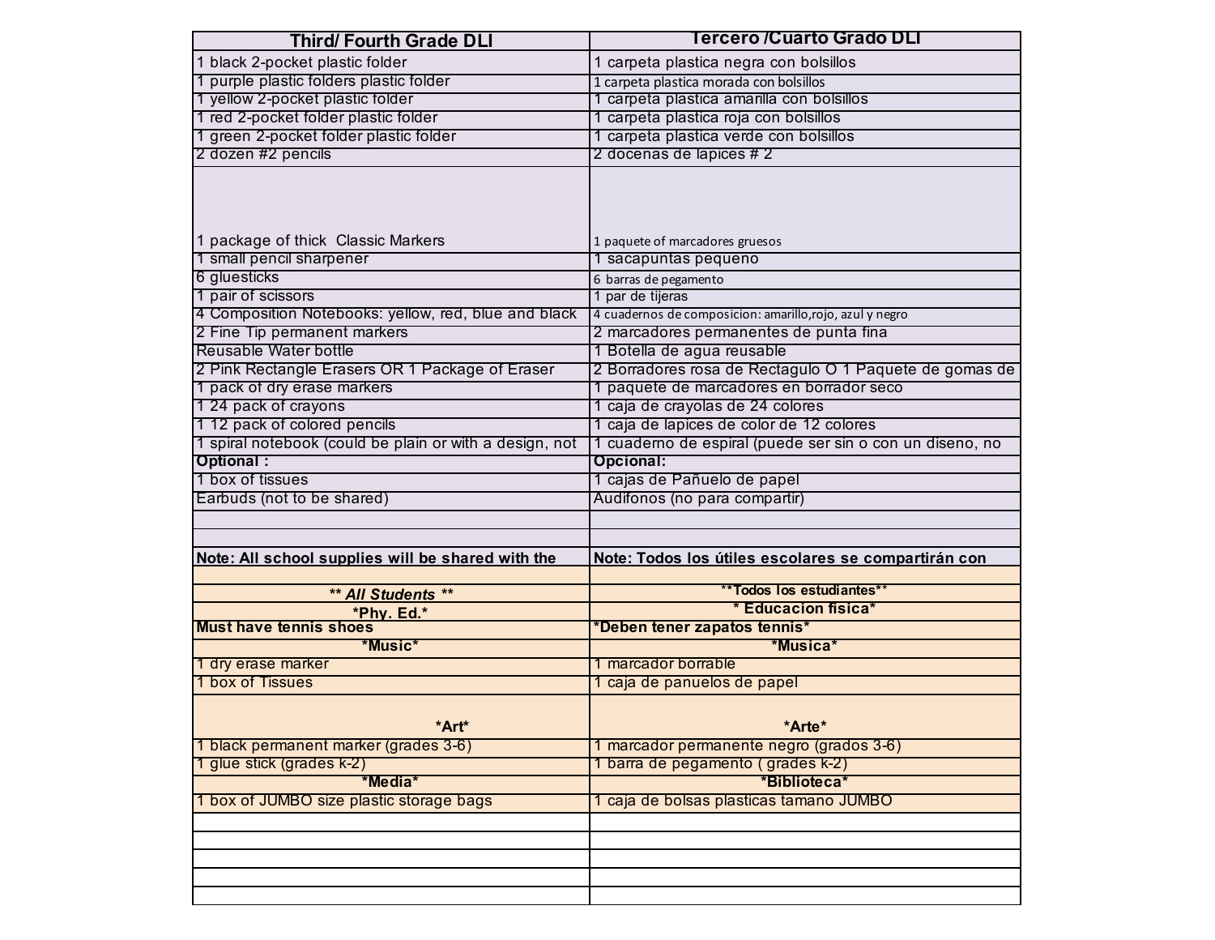| Third/ Fourth Grade DLI | Tercero /Cuarto Grado DLI |
|---|---|
| 1 black 2-pocket plastic folder | 1 carpeta plastica negra con bolsillos |
| 1 purple plastic folders plastic folder | 1 carpeta plastica morada con bolsillos |
| 1 yellow 2-pocket plastic folder | 1 carpeta plastica amarilla con bolsillos |
| 1 red 2-pocket folder plastic folder | 1 carpeta plastica roja con bolsillos |
| 1 green 2-pocket folder plastic folder | 1 carpeta plastica verde con bolsillos |
| 2 dozen #2 pencils | 2 docenas de lapices # 2 |
| 1 package of thick Classic Markers | 1 paquete of marcadores gruesos |
| 1 small pencil sharpener | 1 sacapuntas pequeno |
| 6 gluesticks | 6 barras de pegamento |
| 1 pair of scissors | 1 par de tijeras |
| 4 Composition Notebooks: yellow, red, blue and black | 4 cuadernos de composicion: amarillo,rojo, azul y negro |
| 2 Fine Tip permanent markers | 2 marcadores permanentes de punta fina |
| Reusable Water bottle | 1 Botella de agua reusable |
| 2 Pink Rectangle Erasers OR 1 Package of Eraser | 2 Borradores rosa de Rectagulo O 1 Paquete de gomas de |
| 1 pack of dry erase markers | 1 paquete de marcadores en borrador seco |
| 1 24 pack of crayons | 1 caja de crayolas de 24 colores |
| 1 12 pack of colored pencils | 1 caja de lapices de color de 12 colores |
| 1 spiral notebook (could be plain or with a design, not | 1 cuaderno de espiral (puede ser sin o con un diseno, no |
| **Optional :** | **Opcional:** |
| 1 box of tissues | 1 cajas de Pañuelo de papel |
| Earbuds (not to be shared) | Audifonos (no para compartir) |
| | |
| | |
| **Note: All school supplies will be shared with the** | **Note: Todos los útiles escolares se compartirán con** |
| | |
| ***** *All Students* ***** | ****Todos los estudiantes**** |
| ***Phy. Ed.*** | *** Educacion fisica*** |
| **Must have tennis shoes** | ***Deben tener zapatos tennis*** |
| ***Music*** | ***Musica*** |
| 1 dry erase marker | 1 marcador borrable |
| 1 box of Tissues | 1 caja de panuelos de papel |
| ***Art*** | ***Arte*** |
| 1 black permanent marker (grades 3-6) | 1 marcador permanente negro (grados 3-6) |
| 1 glue stick (grades k-2) | 1 barra de pegamento ( grades k-2) |
| ***Media*** | ***Biblioteca*** |
| 1 box of JUMBO size plastic storage bags | 1 caja de bolsas plasticas tamano JUMBO |